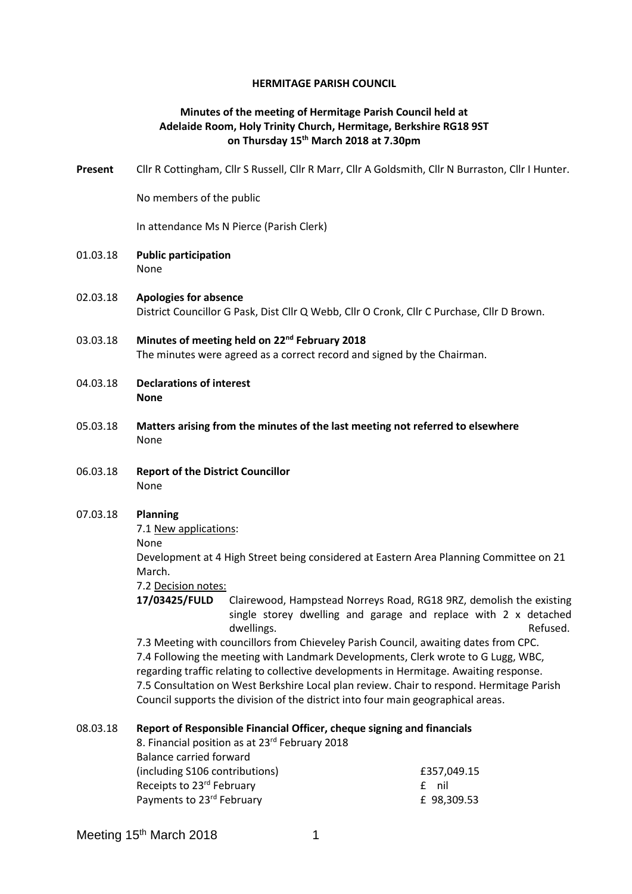**HERMITAGE PARISH COUNCIL**

**Minutes of the meeting of Hermitage Parish Council held at Adelaide Room, Holy Trinity Church, Hermitage, Berkshire RG18 9ST on Thursday 15th March 2018 at 7.30pm**

**Present** Cllr R Cottingham, Cllr S Russell, Cllr R Marr, Cllr A Goldsmith, Cllr N Burraston, Cllr I Hunter.

No members of the public

In attendance Ms N Pierce (Parish Clerk)

01.03.18 **Public participation**
None

02.03.18 **Apologies for absence**
District Councillor G Pask, Dist Cllr Q Webb, Cllr O Cronk, Cllr C Purchase, Cllr D Brown.

03.03.18 **Minutes of meeting held on 22nd February 2018**
The minutes were agreed as a correct record and signed by the Chairman.

04.03.18 **Declarations of interest**
**None**

05.03.18 **Matters arising from the minutes of the last meeting not referred to elsewhere**
None

06.03.18 **Report of the District Councillor**
None

07.03.18 **Planning**

7.1 New applications:
None
Development at 4 High Street being considered at Eastern Area Planning Committee on 21 March.

7.2 Decision notes:
**17/03425/FULD** Clairewood, Hampstead Norreys Road, RG18 9RZ, demolish the existing single storey dwelling and garage and replace with 2 x detached dwellings. Refused.

7.3 Meeting with councillors from Chieveley Parish Council, awaiting dates from CPC.
7.4 Following the meeting with Landmark Developments, Clerk wrote to G Lugg, WBC, regarding traffic relating to collective developments in Hermitage. Awaiting response.
7.5 Consultation on West Berkshire Local plan review. Chair to respond. Hermitage Parish Council supports the division of the district into four main geographical areas.

08.03.18 **Report of Responsible Financial Officer, cheque signing and financials**

8. Financial position as at 23rd February 2018

| | |
|---|---|
| Balance carried forward (including S106 contributions) | £357,049.15 |
| Receipts to 23rd February | £ nil |
| Payments to 23rd February | £ 98,309.53 |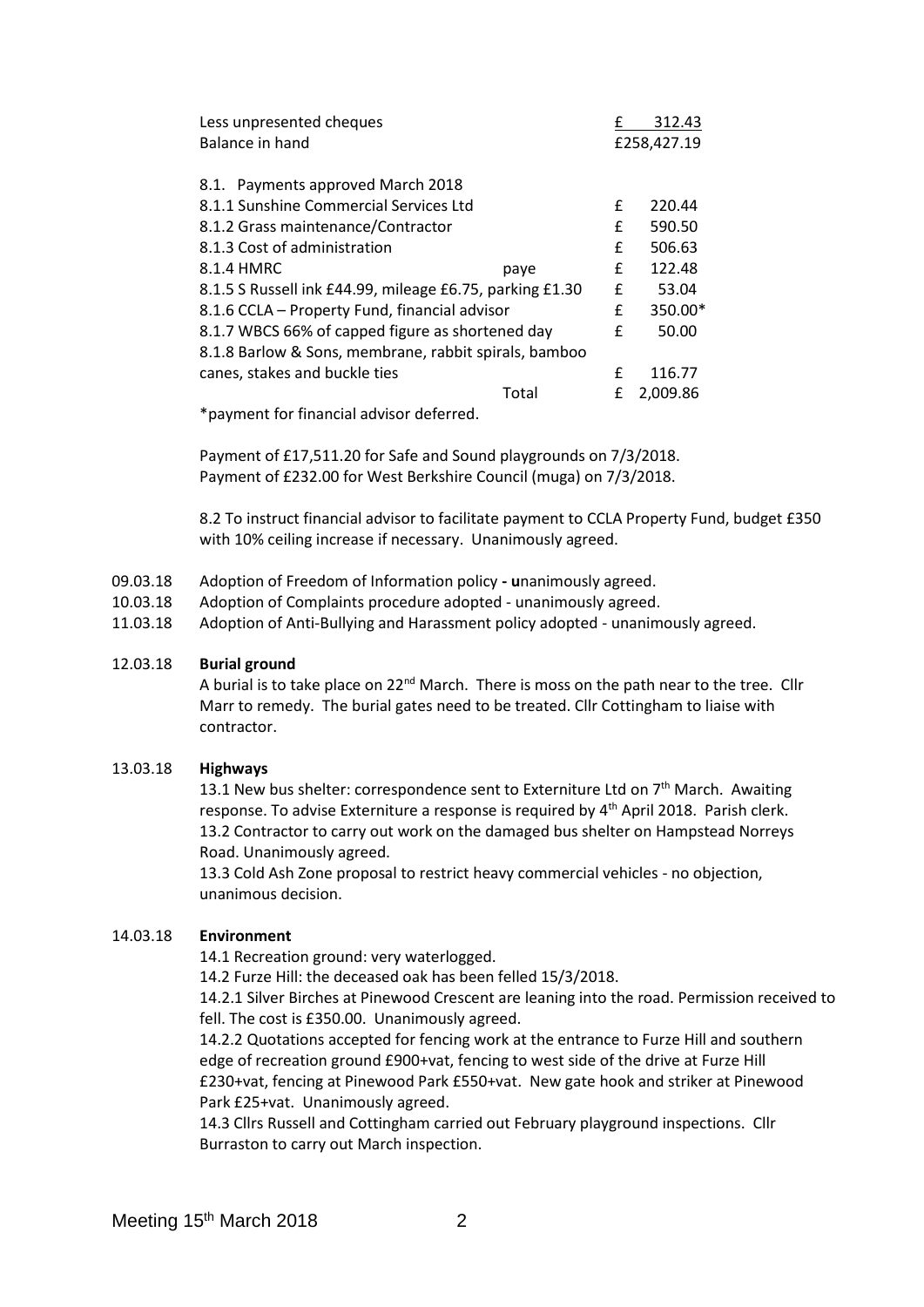| | | |
|---|---|---|
| Less unpresented cheques | | £ 312.43 |
| Balance in hand | | £258,427.19 |

8.1. Payments approved March 2018

| | | | |
|---|---|---|---|
| 8.1.1 Sunshine Commercial Services Ltd | | £ | 220.44 |
| 8.1.2 Grass maintenance/Contractor | | £ | 590.50 |
| 8.1.3 Cost of administration | | £ | 506.63 |
| 8.1.4 HMRC | paye | £ | 122.48 |
| 8.1.5 S Russell ink £44.99, mileage £6.75, parking £1.30 | | £ | 53.04 |
| 8.1.6 CCLA – Property Fund, financial advisor | | £ | 350.00* |
| 8.1.7 WBCS 66% of capped figure as shortened day | | £ | 50.00 |
| 8.1.8 Barlow & Sons, membrane, rabbit spirals, bamboo canes, stakes and buckle ties | | £ | 116.77 |
| | Total | £ | 2,009.86 |

*payment for financial advisor deferred.

Payment of £17,511.20 for Safe and Sound playgrounds on 7/3/2018.
Payment of £232.00 for West Berkshire Council (muga) on 7/3/2018.

8.2 To instruct financial advisor to facilitate payment to CCLA Property Fund, budget £350 with 10% ceiling increase if necessary. Unanimously agreed.

09.03.18 Adoption of Freedom of Information policy - **u**nanimously agreed.
10.03.18 Adoption of Complaints procedure adopted - unanimously agreed.
11.03.18 Adoption of Anti-Bullying and Harassment policy adopted - unanimously agreed.

12.03.18 **Burial ground**
A burial is to take place on 22nd March. There is moss on the path near to the tree. Cllr Marr to remedy. The burial gates need to be treated. Cllr Cottingham to liaise with contractor.

13.03.18 **Highways**
13.1 New bus shelter: correspondence sent to Externiture Ltd on 7th March. Awaiting response. To advise Externiture a response is required by 4th April 2018. Parish clerk.
13.2 Contractor to carry out work on the damaged bus shelter on Hampstead Norreys Road. Unanimously agreed.
13.3 Cold Ash Zone proposal to restrict heavy commercial vehicles - no objection, unanimous decision.

14.03.18 **Environment**
14.1 Recreation ground: very waterlogged.
14.2 Furze Hill: the deceased oak has been felled 15/3/2018.
14.2.1 Silver Birches at Pinewood Crescent are leaning into the road. Permission received to fell. The cost is £350.00. Unanimously agreed.
14.2.2 Quotations accepted for fencing work at the entrance to Furze Hill and southern edge of recreation ground £900+vat, fencing to west side of the drive at Furze Hill £230+vat, fencing at Pinewood Park £550+vat. New gate hook and striker at Pinewood Park £25+vat. Unanimously agreed.
14.3 Cllrs Russell and Cottingham carried out February playground inspections. Cllr Burraston to carry out March inspection.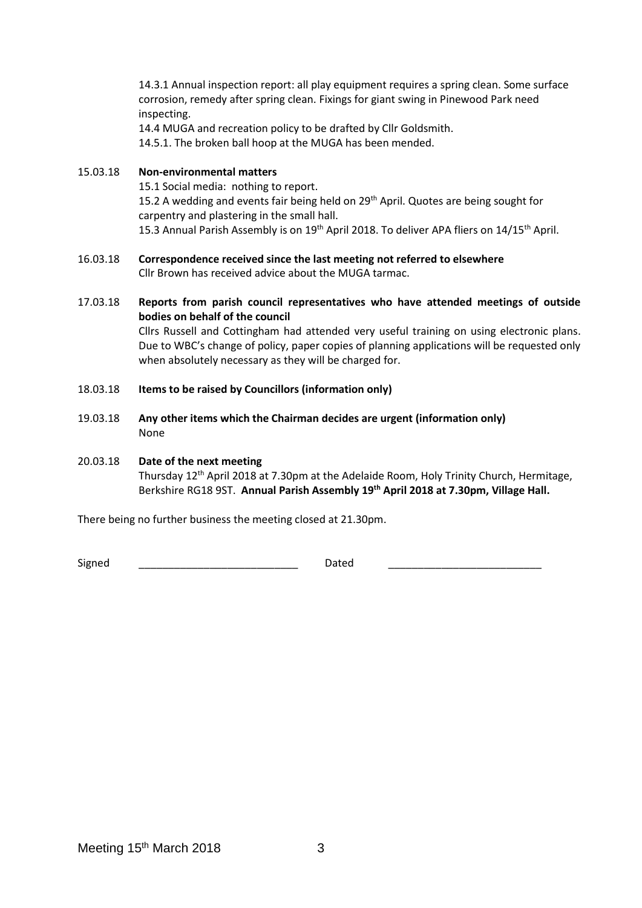14.3.1 Annual inspection report: all play equipment requires a spring clean. Some surface corrosion, remedy after spring clean. Fixings for giant swing in Pinewood Park need inspecting.

14.4 MUGA and recreation policy to be drafted by Cllr Goldsmith.

14.5.1. The broken ball hoop at the MUGA has been mended.

15.03.18 **Non-environmental matters**

15.1 Social media: nothing to report.

15.2 A wedding and events fair being held on 29th April. Quotes are being sought for carpentry and plastering in the small hall.

15.3 Annual Parish Assembly is on 19th April 2018. To deliver APA fliers on 14/15th April.

16.03.18 **Correspondence received since the last meeting not referred to elsewhere**

Cllr Brown has received advice about the MUGA tarmac.

17.03.18 **Reports from parish council representatives who have attended meetings of outside bodies on behalf of the council**

Cllrs Russell and Cottingham had attended very useful training on using electronic plans. Due to WBC's change of policy, paper copies of planning applications will be requested only when absolutely necessary as they will be charged for.

18.03.18 **Items to be raised by Councillors (information only)**

19.03.18 **Any other items which the Chairman decides are urgent (information only)**

None

20.03.18 **Date of the next meeting**

Thursday 12th April 2018 at 7.30pm at the Adelaide Room, Holy Trinity Church, Hermitage, Berkshire RG18 9ST. **Annual Parish Assembly 19th April 2018 at 7.30pm, Village Hall.**

There being no further business the meeting closed at 21.30pm.

Signed \_\_\_\_\_\_\_\_\_\_\_\_\_\_\_\_\_\_\_\_\_\_\_\_\_\_\_ Dated \_\_\_\_\_\_\_\_\_\_\_\_\_\_\_\_\_\_\_\_\_\_\_\_\_\_